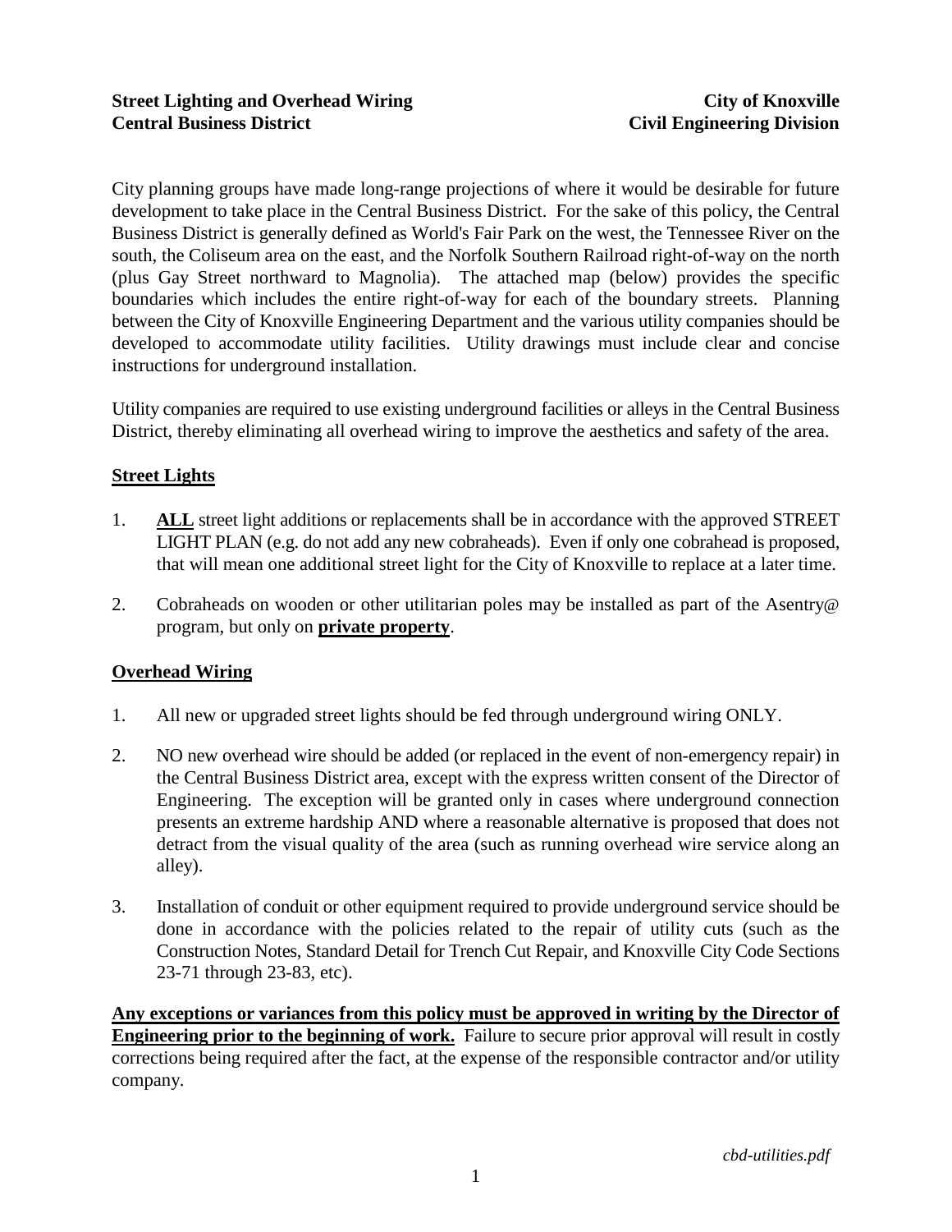**Street Lighting and Overhead Wiring** **City of Knoxville**
**Central Business District** **Civil Engineering Division**

City planning groups have made long-range projections of where it would be desirable for future development to take place in the Central Business District. For the sake of this policy, the Central Business District is generally defined as World's Fair Park on the west, the Tennessee River on the south, the Coliseum area on the east, and the Norfolk Southern Railroad right-of-way on the north (plus Gay Street northward to Magnolia). The attached map (below) provides the specific boundaries which includes the entire right-of-way for each of the boundary streets. Planning between the City of Knoxville Engineering Department and the various utility companies should be developed to accommodate utility facilities. Utility drawings must include clear and concise instructions for underground installation.

Utility companies are required to use existing underground facilities or alleys in the Central Business District, thereby eliminating all overhead wiring to improve the aesthetics and safety of the area.

## Street Lights

1. **ALL** street light additions or replacements shall be in accordance with the approved STREET LIGHT PLAN (e.g. do not add any new cobraheads). Even if only one cobrahead is proposed, that will mean one additional street light for the City of Knoxville to replace at a later time.

2. Cobraheads on wooden or other utilitarian poles may be installed as part of the Asentry@ program, but only on **private property**.

## Overhead Wiring

1. All new or upgraded street lights should be fed through underground wiring ONLY.

2. NO new overhead wire should be added (or replaced in the event of non-emergency repair) in the Central Business District area, except with the express written consent of the Director of Engineering. The exception will be granted only in cases where underground connection presents an extreme hardship AND where a reasonable alternative is proposed that does not detract from the visual quality of the area (such as running overhead wire service along an alley).

3. Installation of conduit or other equipment required to provide underground service should be done in accordance with the policies related to the repair of utility cuts (such as the Construction Notes, Standard Detail for Trench Cut Repair, and Knoxville City Code Sections 23-71 through 23-83, etc).

**Any exceptions or variances from this policy must be approved in writing by the Director of Engineering prior to the beginning of work.** Failure to secure prior approval will result in costly corrections being required after the fact, at the expense of the responsible contractor and/or utility company.

*cbd-utilities.pdf*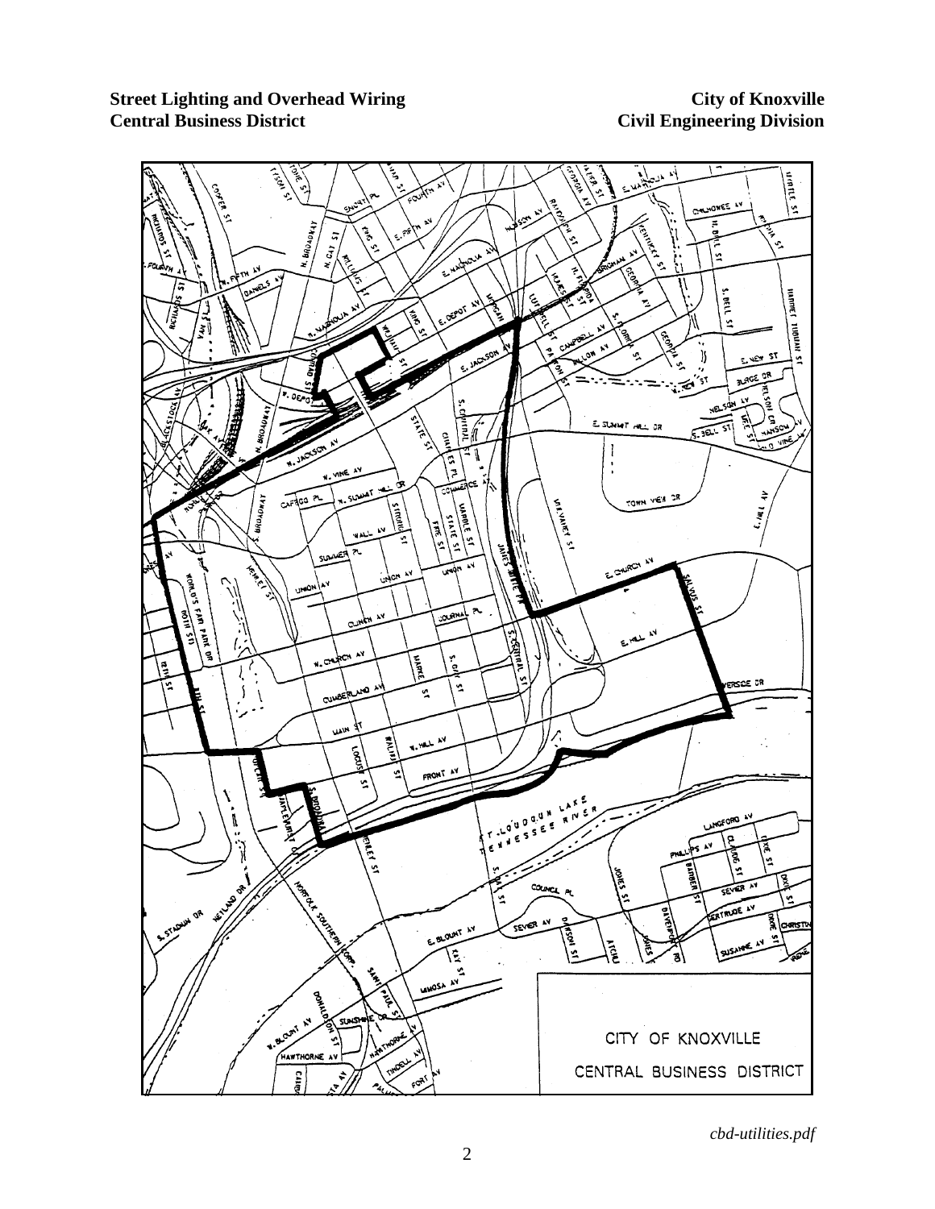CITY OF KNOXVILLE

CENTRAL BUSINESS DISTRICT